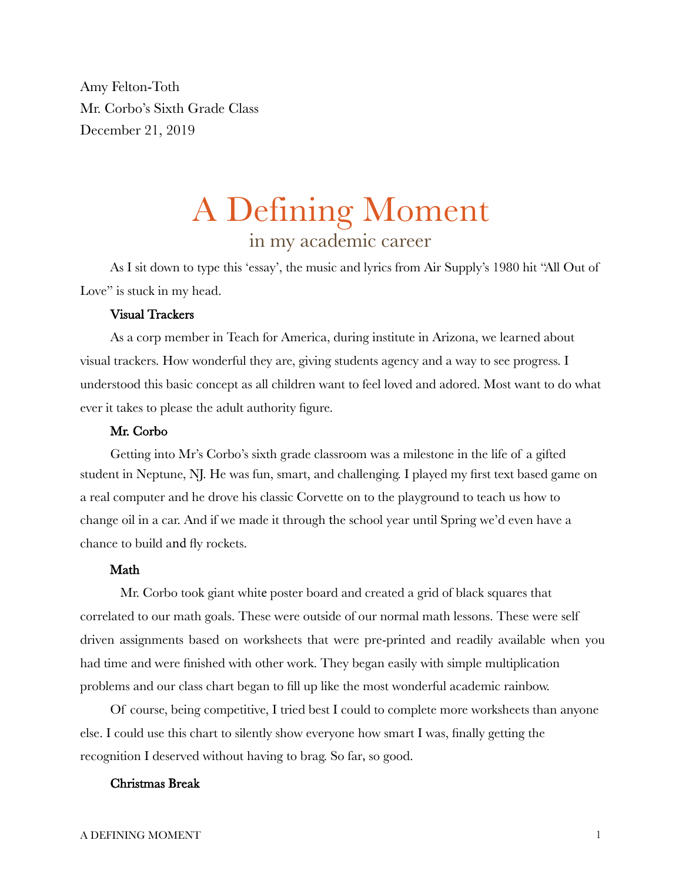Amy Felton-Toth
Mr. Corbo's Sixth Grade Class
December 21, 2019

# A Defining Moment

## in my academic career

As I sit down to type this 'essay', the music and lyrics from Air Supply's 1980 hit "All Out of Love" is stuck in my head.

**Visual Trackers**

As a corp member in Teach for America, during institute in Arizona, we learned about visual trackers. How wonderful they are, giving students agency and a way to see progress. I understood this basic concept as all children want to feel loved and adored. Most want to do what ever it takes to please the adult authority figure.

**Mr. Corbo**

Getting into Mr's Corbo's sixth grade classroom was a milestone in the life of a gifted student in Neptune, NJ. He was fun, smart, and challenging. I played my first text based game on a real computer and he drove his classic Corvette on to the playground to teach us how to change oil in a car. And if we made it through the school year until Spring we'd even have a chance to build and fly rockets.

**Math**

Mr. Corbo took giant white poster board and created a grid of black squares that correlated to our math goals. These were outside of our normal math lessons. These were self driven assignments based on worksheets that were pre-printed and readily available when you had time and were finished with other work. They began easily with simple multiplication problems and our class chart began to fill up like the most wonderful academic rainbow.

Of course, being competitive, I tried best I could to complete more worksheets than anyone else. I could use this chart to silently show everyone how smart I was, finally getting the recognition I deserved without having to brag. So far, so good.

**Christmas Break**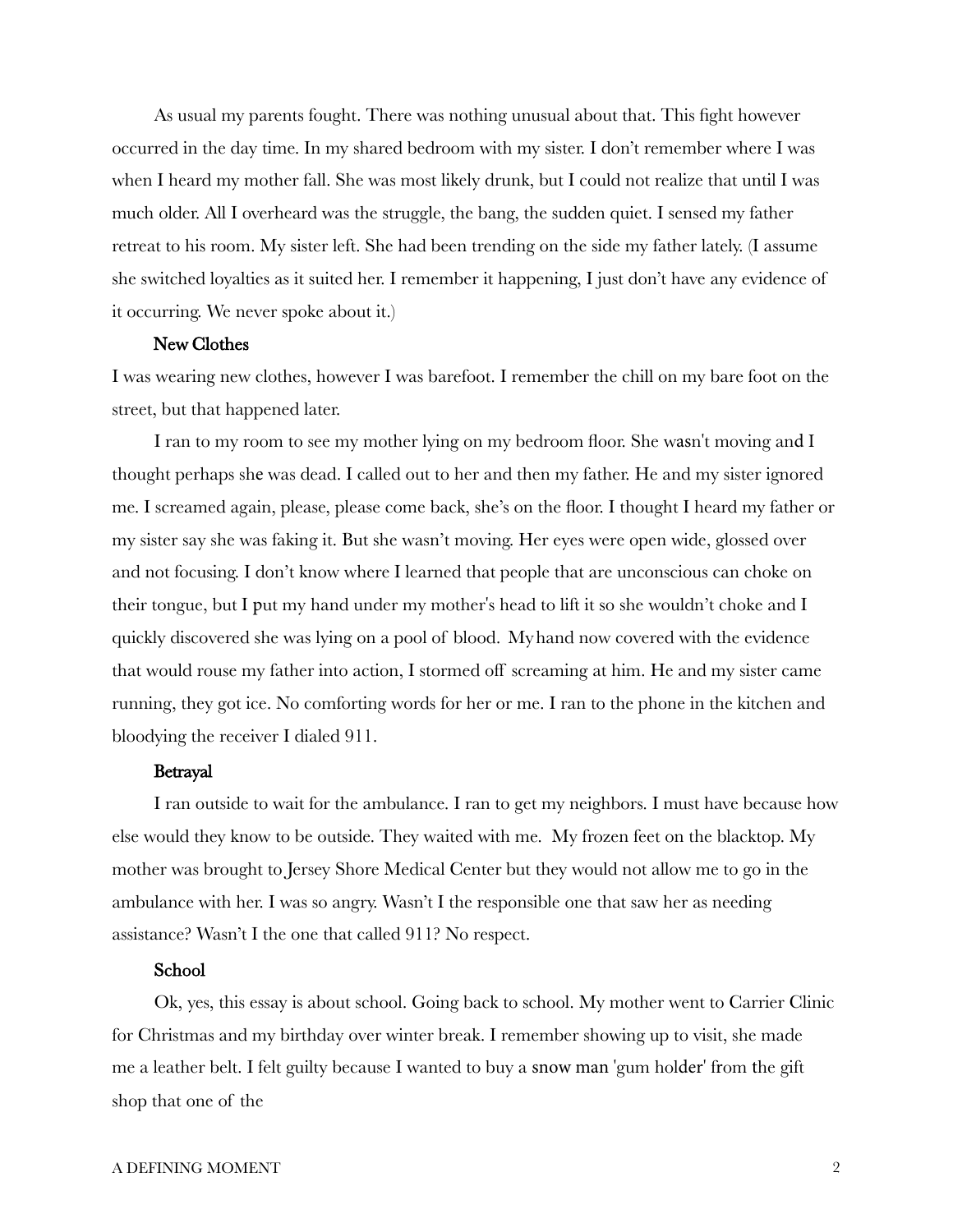As usual my parents fought. There was nothing unusual about that. This fight however occurred in the day time. In my shared bedroom with my sister. I don't remember where I was when I heard my mother fall. She was most likely drunk, but I could not realize that until I was much older. All I overheard was the struggle, the bang, the sudden quiet. I sensed my father retreat to his room. My sister left. She had been trending on the side my father lately. (I assume she switched loyalties as it suited her. I remember it happening, I just don't have any evidence of it occurring. We never spoke about it.)

### New Clothes

I was wearing new clothes, however I was barefoot. I remember the chill on my bare foot on the street, but that happened later.

I ran to my room to see my mother lying on my bedroom floor. She wasn't moving and I thought perhaps she was dead. I called out to her and then my father. He and my sister ignored me. I screamed again, please, please come back, she's on the floor. I thought I heard my father or my sister say she was faking it. But she wasn't moving. Her eyes were open wide, glossed over and not focusing. I don't know where I learned that people that are unconscious can choke on their tongue, but I put my hand under my mother's head to lift it so she wouldn't choke and I quickly discovered she was lying on a pool of blood. My hand now covered with the evidence that would rouse my father into action, I stormed off screaming at him. He and my sister came running, they got ice. No comforting words for her or me. I ran to the phone in the kitchen and bloodying the receiver I dialed 911.

### Betrayal

I ran outside to wait for the ambulance. I ran to get my neighbors. I must have because how else would they know to be outside. They waited with me. My frozen feet on the blacktop. My mother was brought to Jersey Shore Medical Center but they would not allow me to go in the ambulance with her. I was so angry. Wasn't I the responsible one that saw her as needing assistance? Wasn't I the one that called 911? No respect.

### School

Ok, yes, this essay is about school. Going back to school. My mother went to Carrier Clinic for Christmas and my birthday over winter break. I remember showing up to visit, she made me a leather belt. I felt guilty because I wanted to buy a snow man 'gum holder' from the gift shop that one of the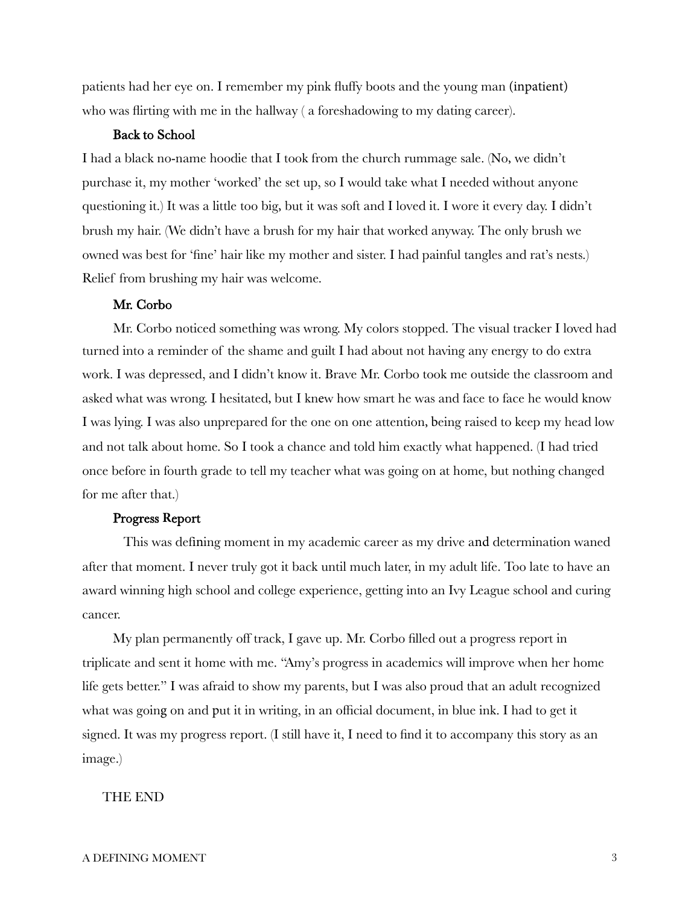patients had her eye on. I remember my pink fluffy boots and the young man (inpatient) who was flirting with me in the hallway ( a foreshadowing to my dating career).

**Back to School**

I had a black no-name hoodie that I took from the church rummage sale. (No, we didn't purchase it, my mother 'worked' the set up, so I would take what I needed without anyone questioning it.) It was a little too big, but it was soft and I loved it. I wore it every day. I didn't brush my hair. (We didn't have a brush for my hair that worked anyway. The only brush we owned was best for 'fine' hair like my mother and sister. I had painful tangles and rat's nests.) Relief from brushing my hair was welcome.

**Mr. Corbo**

Mr. Corbo noticed something was wrong. My colors stopped. The visual tracker I loved had turned into a reminder of the shame and guilt I had about not having any energy to do extra work. I was depressed, and I didn't know it. Brave Mr. Corbo took me outside the classroom and asked what was wrong. I hesitated, but I knew how smart he was and face to face he would know I was lying. I was also unprepared for the one on one attention, being raised to keep my head low and not talk about home. So I took a chance and told him exactly what happened. (I had tried once before in fourth grade to tell my teacher what was going on at home, but nothing changed for me after that.)

**Progress Report**

This was defining moment in my academic career as my drive and determination waned after that moment. I never truly got it back until much later, in my adult life. Too late to have an award winning high school and college experience, getting into an Ivy League school and curing cancer.

My plan permanently off track, I gave up. Mr. Corbo filled out a progress report in triplicate and sent it home with me. "Amy's progress in academics will improve when her home life gets better." I was afraid to show my parents, but I was also proud that an adult recognized what was going on and put it in writing, in an official document, in blue ink. I had to get it signed. It was my progress report. (I still have it, I need to find it to accompany this story as an image.)

THE END